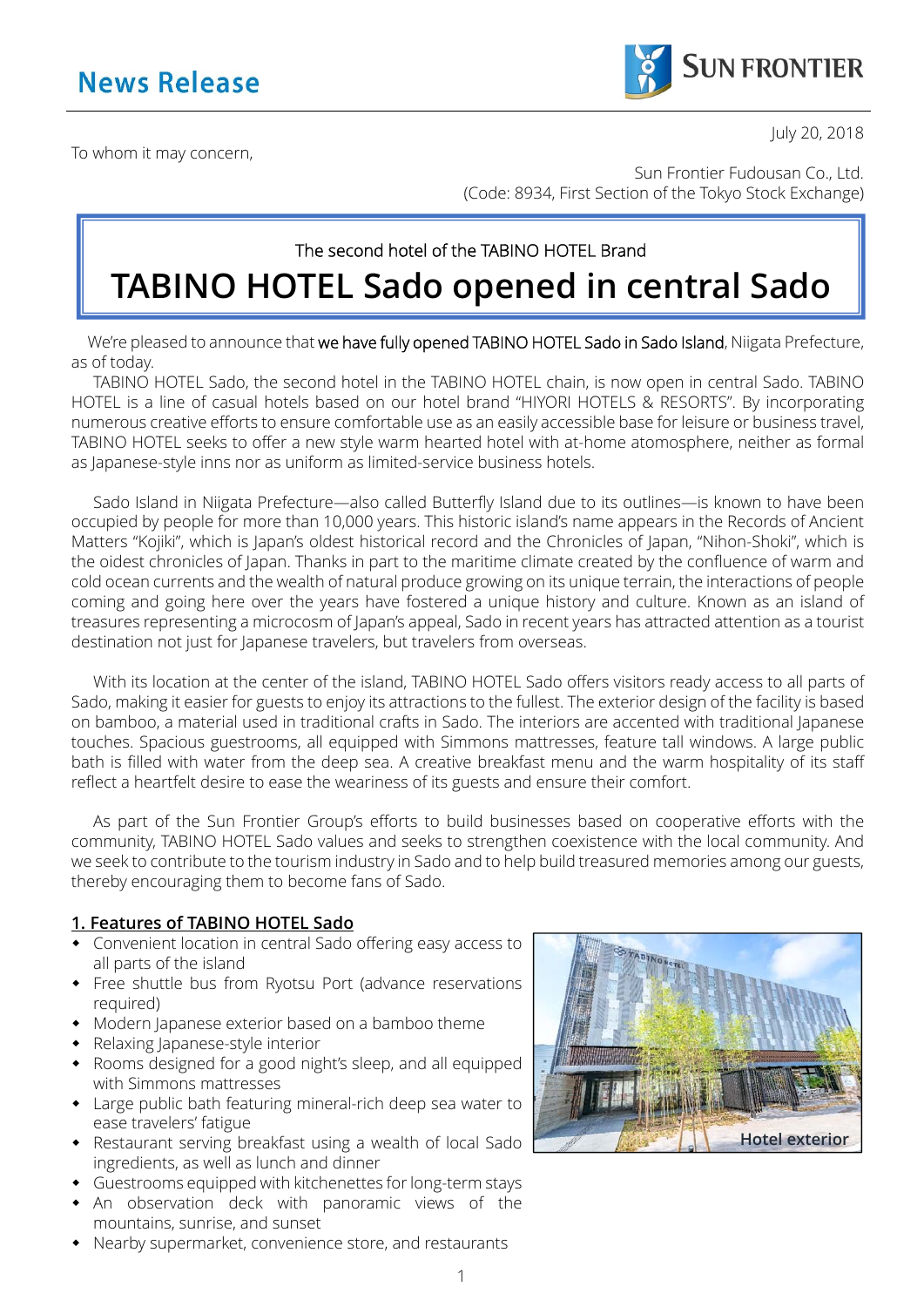# News Release

SUN FRONTIER

July 20, 2018

To whom it may concern,

Sun Frontier Fudousan Co., Ltd.
(Code: 8934, First Section of the Tokyo Stock Exchange)

The second hotel of the TABINO HOTEL Brand

## TABINO HOTEL Sado opened in central Sado

We're pleased to announce that **we have fully opened TABINO HOTEL Sado in Sado Island**, Niigata Prefecture, as of today.

TABINO HOTEL Sado, the second hotel in the TABINO HOTEL chain, is now open in central Sado. TABINO HOTEL is a line of casual hotels based on our hotel brand "HIYORI HOTELS & RESORTS". By incorporating numerous creative efforts to ensure comfortable use as an easily accessible base for leisure or business travel, TABINO HOTEL seeks to offer a new style warm hearted hotel with at-home atmosphere, neither as formal as Japanese-style inns nor as uniform as limited-service business hotels.

Sado Island in Niigata Prefecture—also called Butterfly Island due to its outlines—is known to have been occupied by people for more than 10,000 years. This historic island's name appears in the Records of Ancient Matters "Kojiki", which is Japan's oldest historical record and the Chronicles of Japan, "Nihon-Shoki", which is the oidest chronicles of Japan. Thanks in part to the maritime climate created by the confluence of warm and cold ocean currents and the wealth of natural produce growing on its unique terrain, the interactions of people coming and going here over the years have fostered a unique history and culture. Known as an island of treasures representing a microcosm of Japan's appeal, Sado in recent years has attracted attention as a tourist destination not just for Japanese travelers, but travelers from overseas.

With its location at the center of the island, TABINO HOTEL Sado offers visitors ready access to all parts of Sado, making it easier for guests to enjoy its attractions to the fullest. The exterior design of the facility is based on bamboo, a material used in traditional crafts in Sado. The interiors are accented with traditional Japanese touches. Spacious guestrooms, all equipped with Simmons mattresses, feature tall windows. A large public bath is filled with water from the deep sea. A creative breakfast menu and the warm hospitality of its staff reflect a heartfelt desire to ease the weariness of its guests and ensure their comfort.

As part of the Sun Frontier Group's efforts to build businesses based on cooperative efforts with the community, TABINO HOTEL Sado values and seeks to strengthen coexistence with the local community. And we seek to contribute to the tourism industry in Sado and to help build treasured memories among our guests, thereby encouraging them to become fans of Sado.

### 1. Features of TABINO HOTEL Sado

- Convenient location in central Sado offering easy access to all parts of the island
- Free shuttle bus from Ryotsu Port (advance reservations required)
- Modern Japanese exterior based on a bamboo theme
- Relaxing Japanese-style interior
- Rooms designed for a good night's sleep, and all equipped with Simmons mattresses
- Large public bath featuring mineral-rich deep sea water to ease travelers' fatigue
- Restaurant serving breakfast using a wealth of local Sado ingredients, as well as lunch and dinner
- Guestrooms equipped with kitchenettes for long-term stays
- An observation deck with panoramic views of the mountains, sunrise, and sunset
- Nearby supermarket, convenience store, and restaurants

Hotel exterior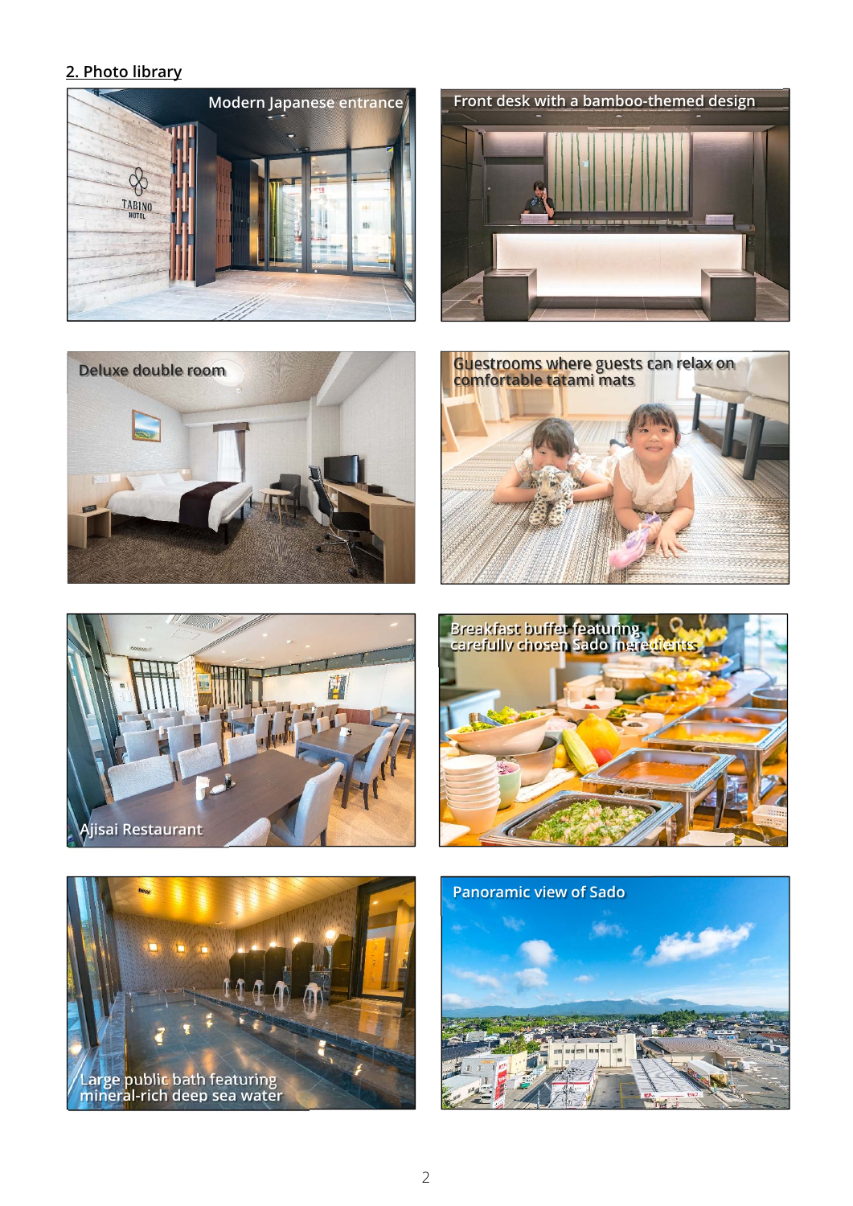## 2. Photo library

Modern Japanese entrance

Front desk with a bamboo-themed design

Deluxe double room

Guestrooms where guests can relax on comfortable tatami mats

Ajisai Restaurant

Breakfast buffet featuring carefully chosen Sado ingredients

Large public bath featuring mineral-rich deep sea water

Panoramic view of Sado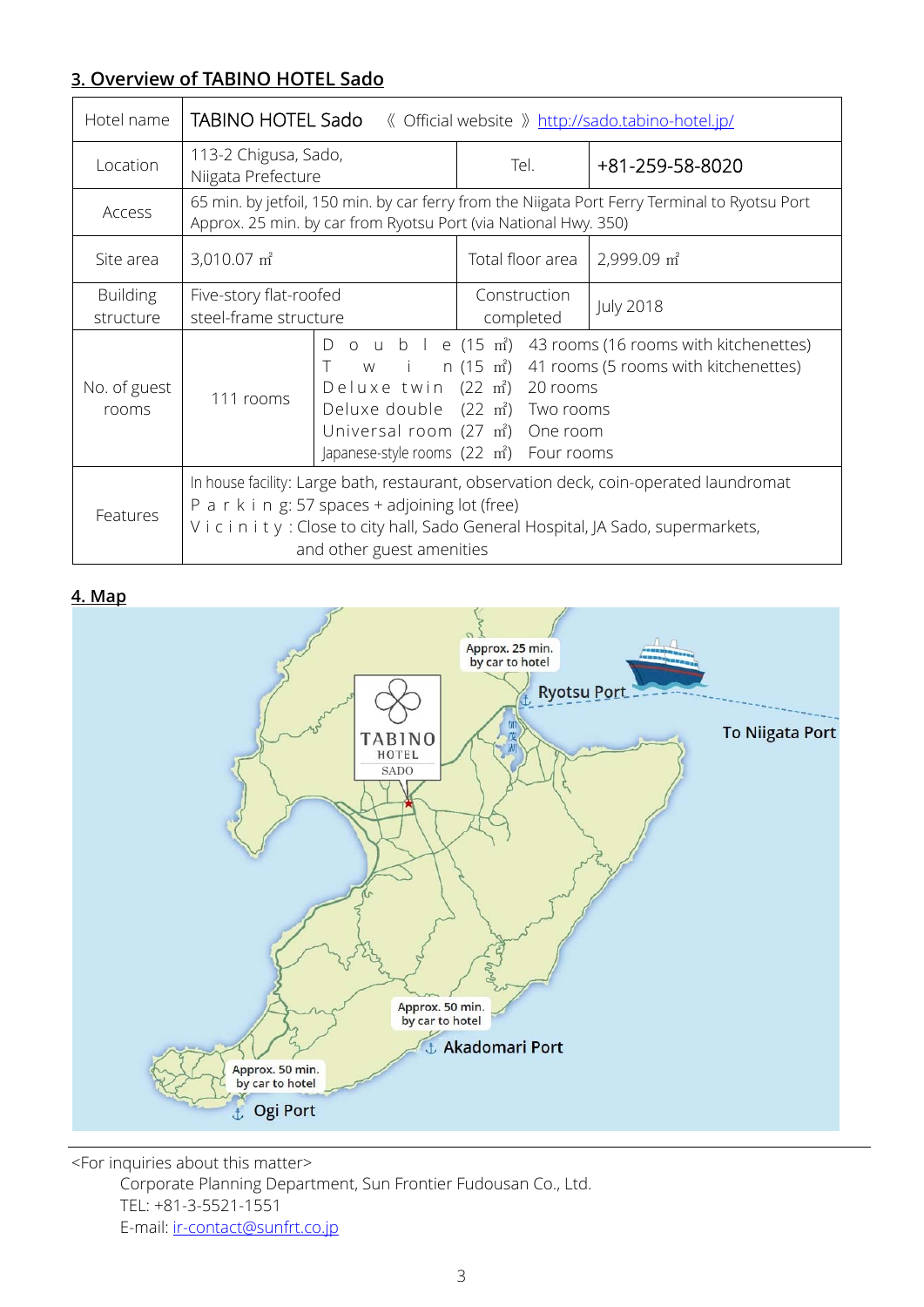## 3. Overview of TABINO HOTEL Sado

| | | | |
|---|---|---|---|
| Hotel name | TABINO HOTEL Sado 《 Official website 》 http://sado.tabino-hotel.jp/ | | |
| Location | 113-2 Chigusa, Sado, Niigata Prefecture | Tel. | +81-259-58-8020 |
| Access | 65 min. by jetfoil, 150 min. by car ferry from the Niigata Port Ferry Terminal to Ryotsu Port<br>Approx. 25 min. by car from Ryotsu Port (via National Hwy. 350) | | |
| Site area | 3,010.07 ㎡ | Total floor area | 2,999.09 ㎡ |
| Building structure | Five-story flat-roofed steel-frame structure | Construction completed | July 2018 |
| No. of guest rooms | 111 rooms | Double (15 ㎡) 43 rooms (16 rooms with kitchenettes)<br>Twin (15 ㎡) 41 rooms (5 rooms with kitchenettes)<br>Deluxe twin (22 ㎡) 20 rooms<br>Deluxe double (22 ㎡) Two rooms<br>Universal room (27 ㎡) One room<br>Japanese-style rooms (22 ㎡) Four rooms | |
| Features | In house facility: Large bath, restaurant, observation deck, coin-operated laundromat<br>Parking: 57 spaces + adjoining lot (free)<br>Vicinity: Close to city hall, Sado General Hospital, JA Sado, supermarkets, and other guest amenities | | |

## 4. Map

TABINO HOTEL SADO

Approx. 25 min. by car to hotel

Ryotsu Port

To Niigata Port

Approx. 50 min. by car to hotel

Akadomari Port

Approx. 50 min. by car to hotel

Ogi Port

<For inquiries about this matter>

Corporate Planning Department, Sun Frontier Fudousan Co., Ltd.
TEL: +81-3-5521-1551
E-mail: ir-contact@sunfrt.co.jp